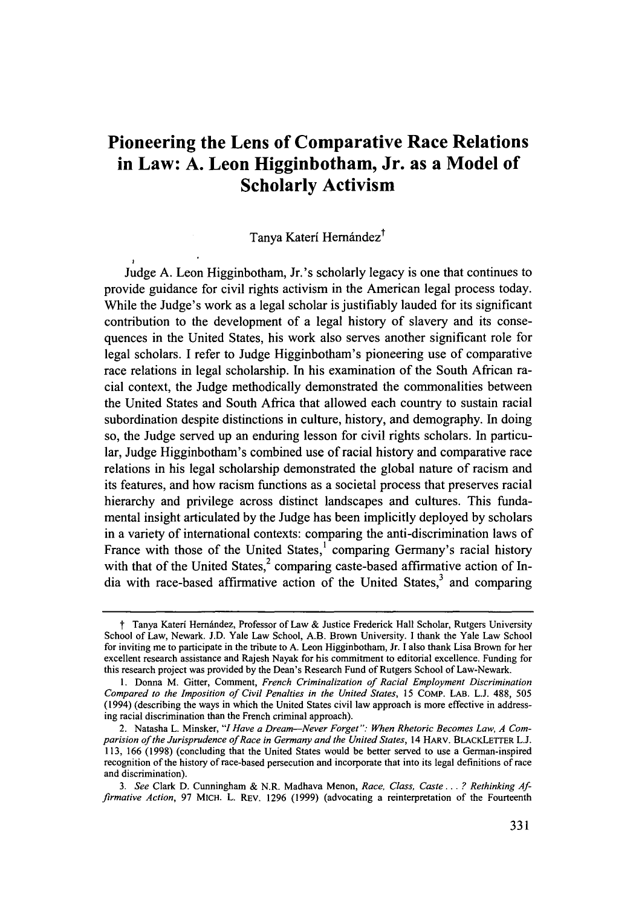# Pioneering the Lens of Comparative Race Relations in Law: A. Leon Higginbotham, Jr. as a Model of Scholarly Activism

Tanya Katerí Hernández[†]

Judge A. Leon Higginbotham, Jr.'s scholarly legacy is one that continues to provide guidance for civil rights activism in the American legal process today. While the Judge's work as a legal scholar is justifiably lauded for its significant contribution to the development of a legal history of slavery and its consequences in the United States, his work also serves another significant role for legal scholars. I refer to Judge Higginbotham's pioneering use of comparative race relations in legal scholarship. In his examination of the South African racial context, the Judge methodically demonstrated the commonalities between the United States and South Africa that allowed each country to sustain racial subordination despite distinctions in culture, history, and demography. In doing so, the Judge served up an enduring lesson for civil rights scholars. In particular, Judge Higginbotham's combined use of racial history and comparative race relations in his legal scholarship demonstrated the global nature of racism and its features, and how racism functions as a societal process that preserves racial hierarchy and privilege across distinct landscapes and cultures. This fundamental insight articulated by the Judge has been implicitly deployed by scholars in a variety of international contexts: comparing the anti-discrimination laws of France with those of the United States,[1] comparing Germany's racial history with that of the United States,[2] comparing caste-based affirmative action of India with race-based affirmative action of the United States,[3] and comparing

---

† Tanya Katerí Hernández, Professor of Law & Justice Frederick Hall Scholar, Rutgers University School of Law, Newark. J.D. Yale Law School, A.B. Brown University. I thank the Yale Law School for inviting me to participate in the tribute to A. Leon Higginbotham, Jr. I also thank Lisa Brown for her excellent research assistance and Rajesh Nayak for his commitment to editorial excellence. Funding for this research project was provided by the Dean's Research Fund of Rutgers School of Law-Newark.

1. Donna M. Gitter, Comment, *French Criminalization of Racial Employment Discrimination Compared to the Imposition of Civil Penalties in the United States*, 15 COMP. LAB. L.J. 488, 505 (1994) (describing the ways in which the United States civil law approach is more effective in addressing racial discrimination than the French criminal approach).

2. Natasha L. Minsker, *"I Have a Dream—Never Forget": When Rhetoric Becomes Law, A Comparision of the Jurisprudence of Race in Germany and the United States*, 14 HARV. BLACKLETTER L.J. 113, 166 (1998) (concluding that the United States would be better served to use a German-inspired recognition of the history of race-based persecution and incorporate that into its legal definitions of race and discrimination).

3. *See* Clark D. Cunningham & N.R. Madhava Menon, *Race, Class, Caste . . . ? Rethinking Affirmative Action*, 97 MICH. L. REV. 1296 (1999) (advocating a reinterpretation of the Fourteenth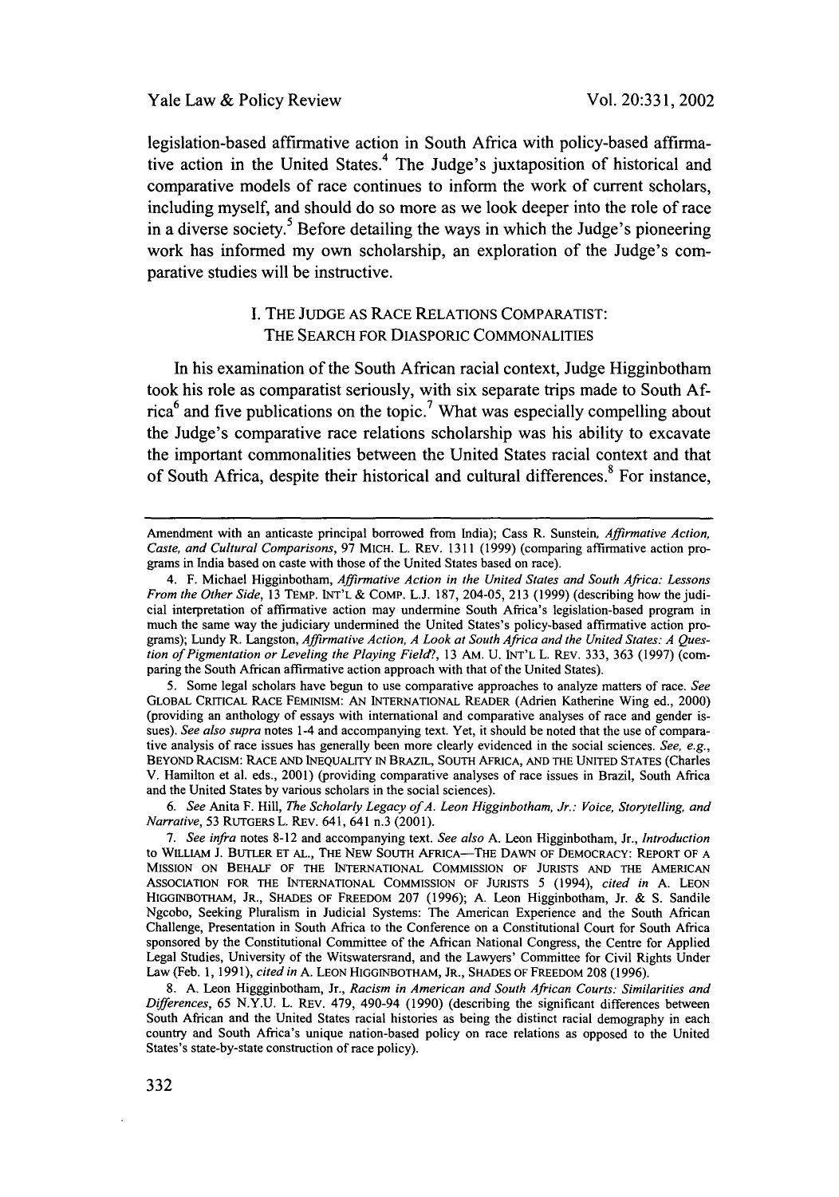legislation-based affirmative action in South Africa with policy-based affirmative action in the United States.[4] The Judge's juxtaposition of historical and comparative models of race continues to inform the work of current scholars, including myself, and should do so more as we look deeper into the role of race in a diverse society.[5] Before detailing the ways in which the Judge's pioneering work has informed my own scholarship, an exploration of the Judge's comparative studies will be instructive.

## I. THE JUDGE AS RACE RELATIONS COMPARATIST: THE SEARCH FOR DIASPORIC COMMONALITIES

In his examination of the South African racial context, Judge Higginbotham took his role as comparatist seriously, with six separate trips made to South Africa[6] and five publications on the topic.[7] What was especially compelling about the Judge's comparative race relations scholarship was his ability to excavate the important commonalities between the United States racial context and that of South Africa, despite their historical and cultural differences.[8] For instance,

---

Amendment with an anticaste principal borrowed from India); Cass R. Sunstein, *Affirmative Action, Caste, and Cultural Comparisons*, 97 MICH. L. REV. 1311 (1999) (comparing affirmative action programs in India based on caste with those of the United States based on race).

4. F. Michael Higginbotham, *Affirmative Action in the United States and South Africa: Lessons From the Other Side*, 13 TEMP. INT'L & COMP. L.J. 187, 204-05, 213 (1999) (describing how the judicial interpretation of affirmative action may undermine South Africa's legislation-based program in much the same way the judiciary undermined the United States's policy-based affirmative action programs); Lundy R. Langston, *Affirmative Action, A Look at South Africa and the United States: A Question of Pigmentation or Leveling the Playing Field?*, 13 AM. U. INT'L L. REV. 333, 363 (1997) (comparing the South African affirmative action approach with that of the United States).

5. Some legal scholars have begun to use comparative approaches to analyze matters of race. *See* GLOBAL CRITICAL RACE FEMINISM: AN INTERNATIONAL READER (Adrien Katherine Wing ed., 2000) (providing an anthology of essays with international and comparative analyses of race and gender issues). *See also supra* notes 1-4 and accompanying text. Yet, it should be noted that the use of comparative analysis of race issues has generally been more clearly evidenced in the social sciences. *See, e.g.*, BEYOND RACISM: RACE AND INEQUALITY IN BRAZIL, SOUTH AFRICA, AND THE UNITED STATES (Charles V. Hamilton et al. eds., 2001) (providing comparative analyses of race issues in Brazil, South Africa and the United States by various scholars in the social sciences).

6. *See* Anita F. Hill, *The Scholarly Legacy of A. Leon Higginbotham, Jr.: Voice, Storytelling, and Narrative*, 53 RUTGERS L. REV. 641, 641 n.3 (2001).

7. *See infra* notes 8-12 and accompanying text. *See also* A. Leon Higginbotham, Jr., *Introduction* to WILLIAM J. BUTLER ET AL., THE NEW SOUTH AFRICA—THE DAWN OF DEMOCRACY: REPORT OF A MISSION ON BEHALF OF THE INTERNATIONAL COMMISSION OF JURISTS AND THE AMERICAN ASSOCIATION FOR THE INTERNATIONAL COMMISSION OF JURISTS 5 (1994), *cited in* A. LEON HIGGINBOTHAM, JR., SHADES OF FREEDOM 207 (1996); A. Leon Higginbotham, Jr. & S. Sandile Ngcobo, Seeking Pluralism in Judicial Systems: The American Experience and the South African Challenge, Presentation in South Africa to the Conference on a Constitutional Court for South Africa sponsored by the Constitutional Committee of the African National Congress, the Centre for Applied Legal Studies, University of the Witswatersrand, and the Lawyers' Committee for Civil Rights Under Law (Feb. 1, 1991), *cited in* A. LEON HIGGINBOTHAM, JR., SHADES OF FREEDOM 208 (1996).

8. A. Leon Higgginbotham, Jr., *Racism in American and South African Courts: Similarities and Differences*, 65 N.Y.U. L. REV. 479, 490-94 (1990) (describing the significant differences between South African and the United States racial histories as being the distinct racial demography in each country and South Africa's unique nation-based policy on race relations as opposed to the United States's state-by-state construction of race policy).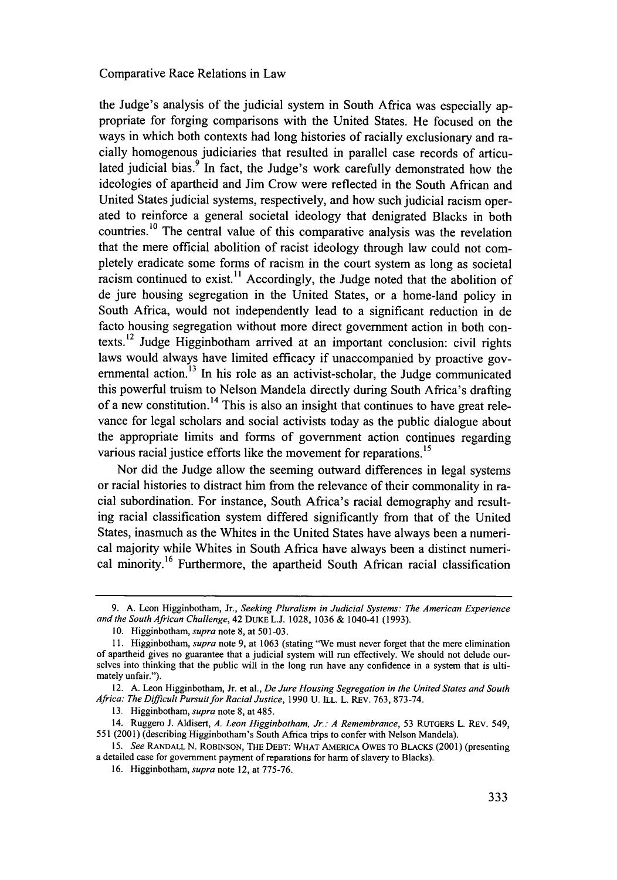the Judge's analysis of the judicial system in South Africa was especially appropriate for forging comparisons with the United States. He focused on the ways in which both contexts had long histories of racially exclusionary and racially homogenous judiciaries that resulted in parallel case records of articulated judicial bias.[9] In fact, the Judge's work carefully demonstrated how the ideologies of apartheid and Jim Crow were reflected in the South African and United States judicial systems, respectively, and how such judicial racism operated to reinforce a general societal ideology that denigrated Blacks in both countries.[10] The central value of this comparative analysis was the revelation that the mere official abolition of racist ideology through law could not completely eradicate some forms of racism in the court system as long as societal racism continued to exist.[11] Accordingly, the Judge noted that the abolition of de jure housing segregation in the United States, or a home-land policy in South Africa, would not independently lead to a significant reduction in de facto housing segregation without more direct government action in both contexts.[12] Judge Higginbotham arrived at an important conclusion: civil rights laws would always have limited efficacy if unaccompanied by proactive governmental action.[13] In his role as an activist-scholar, the Judge communicated this powerful truism to Nelson Mandela directly during South Africa's drafting of a new constitution.[14] This is also an insight that continues to have great relevance for legal scholars and social activists today as the public dialogue about the appropriate limits and forms of government action continues regarding various racial justice efforts like the movement for reparations.[15]

Nor did the Judge allow the seeming outward differences in legal systems or racial histories to distract him from the relevance of their commonality in racial subordination. For instance, South Africa's racial demography and resulting racial classification system differed significantly from that of the United States, inasmuch as the Whites in the United States have always been a numerical majority while Whites in South Africa have always been a distinct numerical minority.[16] Furthermore, the apartheid South African racial classification

---

9. A. Leon Higginbotham, Jr., *Seeking Pluralism in Judicial Systems: The American Experience and the South African Challenge*, 42 DUKE L.J. 1028, 1036 & 1040-41 (1993).

10. Higginbotham, *supra* note 8, at 501-03.

11. Higginbotham, *supra* note 9, at 1063 (stating "We must never forget that the mere elimination of apartheid gives no guarantee that a judicial system will run effectively. We should not delude ourselves into thinking that the public will in the long run have any confidence in a system that is ultimately unfair.").

12. A. Leon Higginbotham, Jr. et al., *De Jure Housing Segregation in the United States and South Africa: The Difficult Pursuit for Racial Justice*, 1990 U. ILL. L. REV. 763, 873-74.

13. Higginbotham, *supra* note 8, at 485.

14. Ruggero J. Aldisert, *A. Leon Higginbotham, Jr.: A Remembrance*, 53 RUTGERS L. REV. 549, 551 (2001) (describing Higginbotham's South Africa trips to confer with Nelson Mandela).

15. *See* RANDALL N. ROBINSON, THE DEBT: WHAT AMERICA OWES TO BLACKS (2001) (presenting a detailed case for government payment of reparations for harm of slavery to Blacks).

16. Higginbotham, *supra* note 12, at 775-76.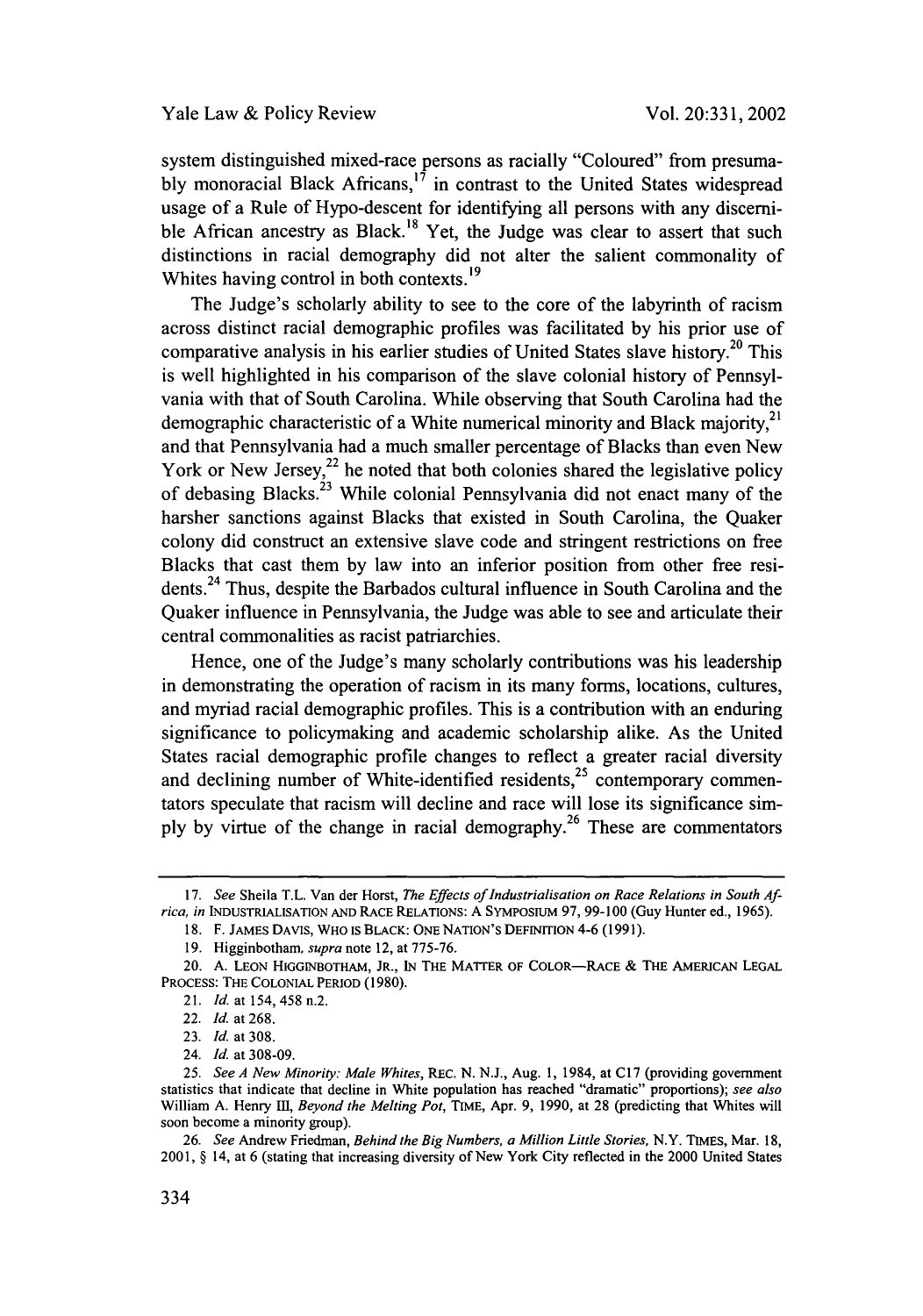system distinguished mixed-race persons as racially "Coloured" from presumably monoracial Black Africans,[17] in contrast to the United States widespread usage of a Rule of Hypo-descent for identifying all persons with any discernible African ancestry as Black.[18] Yet, the Judge was clear to assert that such distinctions in racial demography did not alter the salient commonality of Whites having control in both contexts.[19]

The Judge's scholarly ability to see to the core of the labyrinth of racism across distinct racial demographic profiles was facilitated by his prior use of comparative analysis in his earlier studies of United States slave history.[20] This is well highlighted in his comparison of the slave colonial history of Pennsylvania with that of South Carolina. While observing that South Carolina had the demographic characteristic of a White numerical minority and Black majority,[21] and that Pennsylvania had a much smaller percentage of Blacks than even New York or New Jersey,[22] he noted that both colonies shared the legislative policy of debasing Blacks.[23] While colonial Pennsylvania did not enact many of the harsher sanctions against Blacks that existed in South Carolina, the Quaker colony did construct an extensive slave code and stringent restrictions on free Blacks that cast them by law into an inferior position from other free residents.[24] Thus, despite the Barbados cultural influence in South Carolina and the Quaker influence in Pennsylvania, the Judge was able to see and articulate their central commonalities as racist patriarchies.

Hence, one of the Judge's many scholarly contributions was his leadership in demonstrating the operation of racism in its many forms, locations, cultures, and myriad racial demographic profiles. This is a contribution with an enduring significance to policymaking and academic scholarship alike. As the United States racial demographic profile changes to reflect a greater racial diversity and declining number of White-identified residents,[25] contemporary commentators speculate that racism will decline and race will lose its significance simply by virtue of the change in racial demography.[26] These are commentators

---

17. *See* Sheila T.L. Van der Horst, *The Effects of Industrialisation on Race Relations in South Africa*, *in* INDUSTRIALISATION AND RACE RELATIONS: A SYMPOSIUM 97, 99-100 (Guy Hunter ed., 1965).

18. F. JAMES DAVIS, WHO IS BLACK: ONE NATION'S DEFINITION 4-6 (1991).

19. Higginbotham, *supra* note 12, at 775-76.

20. A. LEON HIGGINBOTHAM, JR., IN THE MATTER OF COLOR—RACE & THE AMERICAN LEGAL PROCESS: THE COLONIAL PERIOD (1980).

21. *Id.* at 154, 458 n.2.

22. *Id.* at 268.

23. *Id.* at 308.

24. *Id.* at 308-09.

25. *See A New Minority: Male Whites*, REC. N. N.J., Aug. 1, 1984, at C17 (providing government statistics that indicate that decline in White population has reached "dramatic" proportions); *see also* William A. Henry III, *Beyond the Melting Pot*, TIME, Apr. 9, 1990, at 28 (predicting that Whites will soon become a minority group).

26. *See* Andrew Friedman, *Behind the Big Numbers, a Million Little Stories*, N.Y. TIMES, Mar. 18, 2001, § 14, at 6 (stating that increasing diversity of New York City reflected in the 2000 United States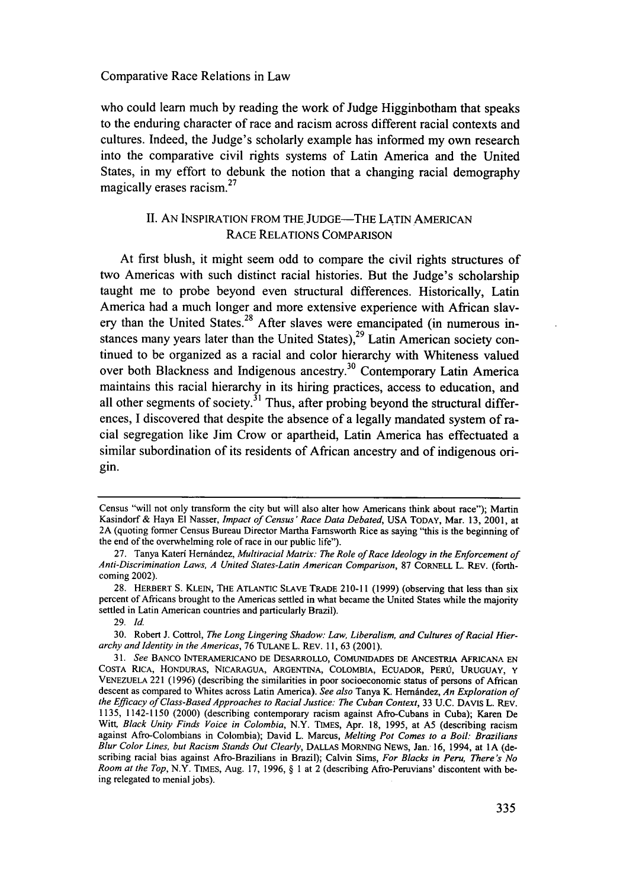who could learn much by reading the work of Judge Higginbotham that speaks to the enduring character of race and racism across different racial contexts and cultures. Indeed, the Judge's scholarly example has informed my own research into the comparative civil rights systems of Latin America and the United States, in my effort to debunk the notion that a changing racial demography magically erases racism.[27]

## II. AN INSPIRATION FROM THE JUDGE—THE LATIN AMERICAN RACE RELATIONS COMPARISON

At first blush, it might seem odd to compare the civil rights structures of two Americas with such distinct racial histories. But the Judge's scholarship taught me to probe beyond even structural differences. Historically, Latin America had a much longer and more extensive experience with African slavery than the United States.[28] After slaves were emancipated (in numerous instances many years later than the United States),[29] Latin American society continued to be organized as a racial and color hierarchy with Whiteness valued over both Blackness and Indigenous ancestry.[30] Contemporary Latin America maintains this racial hierarchy in its hiring practices, access to education, and all other segments of society.[31] Thus, after probing beyond the structural differences, I discovered that despite the absence of a legally mandated system of racial segregation like Jim Crow or apartheid, Latin America has effectuated a similar subordination of its residents of African ancestry and of indigenous origin.

---

Census "will not only transform the city but will also alter how Americans think about race"); Martin Kasindorf & Haya El Nasser, *Impact of Census' Race Data Debated*, USA TODAY, Mar. 13, 2001, at 2A (quoting former Census Bureau Director Martha Farnsworth Rice as saying "this is the beginning of the end of the overwhelming role of race in our public life").

27. Tanya Katerí Hernández, *Multiracial Matrix: The Role of Race Ideology in the Enforcement of Anti-Discrimination Laws, A United States-Latin American Comparison*, 87 CORNELL L. REV. (forthcoming 2002).

28. HERBERT S. KLEIN, THE ATLANTIC SLAVE TRADE 210-11 (1999) (observing that less than six percent of Africans brought to the Americas settled in what became the United States while the majority settled in Latin American countries and particularly Brazil).

29. *Id.*

30. Robert J. Cottrol, *The Long Lingering Shadow: Law, Liberalism, and Cultures of Racial Hierarchy and Identity in the Americas*, 76 TULANE L. REV. 11, 63 (2001).

31. *See* BANCO INTERAMERICANO DE DESARROLLO, COMUNIDADES DE ANCESTRIA AFRICANA EN COSTA RICA, HONDURAS, NICARAGUA, ARGENTINA, COLOMBIA, ECUADOR, PERÚ, URUGUAY, Y VENEZUELA 221 (1996) (describing the similarities in poor socioeconomic status of persons of African descent as compared to Whites across Latin America). *See also* Tanya K. Hernández, *An Exploration of the Efficacy of Class-Based Approaches to Racial Justice: The Cuban Context*, 33 U.C. DAVIS L. REV. 1135, 1142-1150 (2000) (describing contemporary racism against Afro-Cubans in Cuba); Karen De Witt, *Black Unity Finds Voice in Colombia*, N.Y. TIMES, Apr. 18, 1995, at A5 (describing racism against Afro-Colombians in Colombia); David L. Marcus, *Melting Pot Comes to a Boil: Brazilians Blur Color Lines, but Racism Stands Out Clearly*, DALLAS MORNING NEWS, Jan. 16, 1994, at 1A (describing racial bias against Afro-Brazilians in Brazil); Calvin Sims, *For Blacks in Peru, There's No Room at the Top*, N.Y. TIMES, Aug. 17, 1996, § 1 at 2 (describing Afro-Peruvians' discontent with being relegated to menial jobs).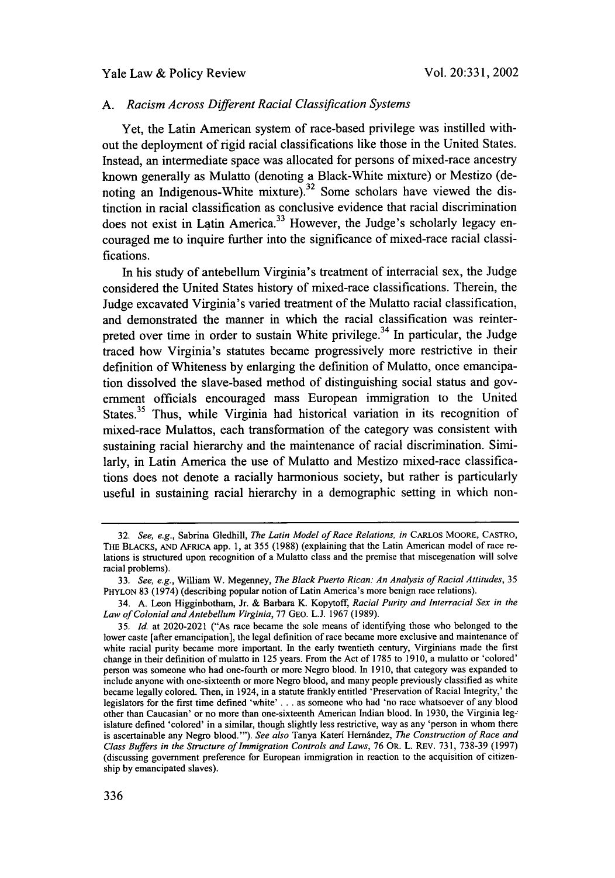### A. *Racism Across Different Racial Classification Systems*

Yet, the Latin American system of race-based privilege was instilled without the deployment of rigid racial classifications like those in the United States. Instead, an intermediate space was allocated for persons of mixed-race ancestry known generally as Mulatto (denoting a Black-White mixture) or Mestizo (denoting an Indigenous-White mixture).[32] Some scholars have viewed the distinction in racial classification as conclusive evidence that racial discrimination does not exist in Latin America.[33] However, the Judge's scholarly legacy encouraged me to inquire further into the significance of mixed-race racial classifications.

In his study of antebellum Virginia's treatment of interracial sex, the Judge considered the United States history of mixed-race classifications. Therein, the Judge excavated Virginia's varied treatment of the Mulatto racial classification, and demonstrated the manner in which the racial classification was reinterpreted over time in order to sustain White privilege.[34] In particular, the Judge traced how Virginia's statutes became progressively more restrictive in their definition of Whiteness by enlarging the definition of Mulatto, once emancipation dissolved the slave-based method of distinguishing social status and government officials encouraged mass European immigration to the United States.[35] Thus, while Virginia had historical variation in its recognition of mixed-race Mulattos, each transformation of the category was consistent with sustaining racial hierarchy and the maintenance of racial discrimination. Similarly, in Latin America the use of Mulatto and Mestizo mixed-race classifications does not denote a racially harmonious society, but rather is particularly useful in sustaining racial hierarchy in a demographic setting in which non-

---

32. *See, e.g.*, Sabrina Gledhill, *The Latin Model of Race Relations*, *in* CARLOS MOORE, CASTRO, THE BLACKS, AND AFRICA app. 1, at 355 (1988) (explaining that the Latin American model of race relations is structured upon recognition of a Mulatto class and the premise that miscegenation will solve racial problems).

33. *See, e.g.*, William W. Megenney, *The Black Puerto Rican: An Analysis of Racial Attitudes*, 35 PHYLON 83 (1974) (describing popular notion of Latin America's more benign race relations).

34. A. Leon Higginbotham, Jr. & Barbara K. Kopytoff, *Racial Purity and Interracial Sex in the Law of Colonial and Antebellum Virginia*, 77 GEO. L.J. 1967 (1989).

35. *Id.* at 2020-2021 ("As race became the sole means of identifying those who belonged to the lower caste [after emancipation], the legal definition of race became more exclusive and maintenance of white racial purity became more important. In the early twentieth century, Virginians made the first change in their definition of mulatto in 125 years. From the Act of 1785 to 1910, a mulatto or 'colored' person was someone who had one-fourth or more Negro blood. In 1910, that category was expanded to include anyone with one-sixteenth or more Negro blood, and many people previously classified as white became legally colored. Then, in 1924, in a statute frankly entitled 'Preservation of Racial Integrity,' the legislators for the first time defined 'white' . . . as someone who had 'no race whatsoever of any blood other than Caucasian' or no more than one-sixteenth American Indian blood. In 1930, the Virginia legislature defined 'colored' in a similar, though slightly less restrictive, way as any 'person in whom there is ascertainable any Negro blood.'"). *See also* Tanya Katerí Hernández, *The Construction of Race and Class Buffers in the Structure of Immigration Controls and Laws*, 76 OR. L. REV. 731, 738-39 (1997) (discussing government preference for European immigration in reaction to the acquisition of citizenship by emancipated slaves).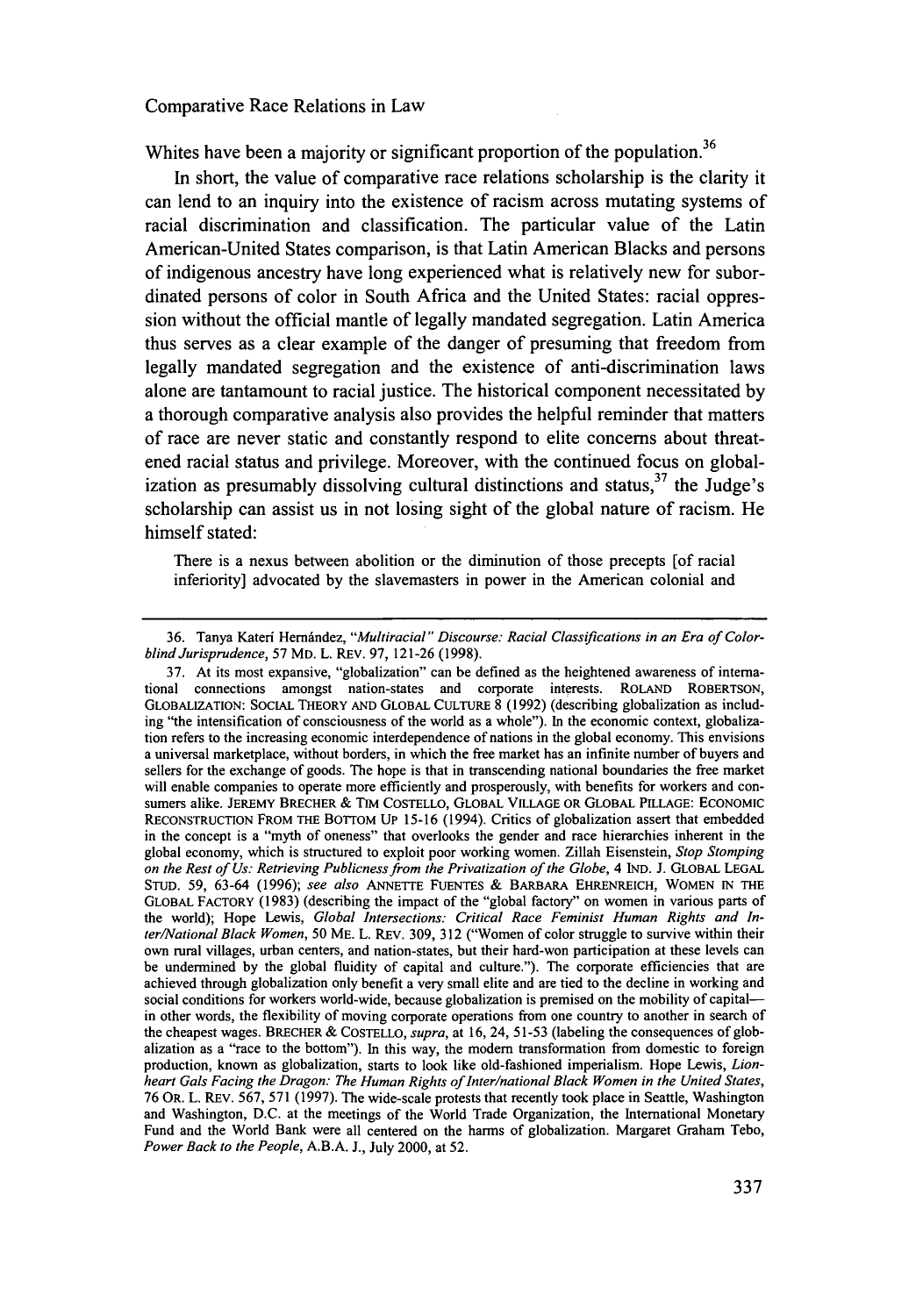Whites have been a majority or significant proportion of the population.[36]

In short, the value of comparative race relations scholarship is the clarity it can lend to an inquiry into the existence of racism across mutating systems of racial discrimination and classification. The particular value of the Latin American-United States comparison, is that Latin American Blacks and persons of indigenous ancestry have long experienced what is relatively new for subordinated persons of color in South Africa and the United States: racial oppression without the official mantle of legally mandated segregation. Latin America thus serves as a clear example of the danger of presuming that freedom from legally mandated segregation and the existence of anti-discrimination laws alone are tantamount to racial justice. The historical component necessitated by a thorough comparative analysis also provides the helpful reminder that matters of race are never static and constantly respond to elite concerns about threatened racial status and privilege. Moreover, with the continued focus on globalization as presumably dissolving cultural distinctions and status,[37] the Judge's scholarship can assist us in not losing sight of the global nature of racism. He himself stated:

> There is a nexus between abolition or the diminution of those precepts [of racial inferiority] advocated by the slavemasters in power in the American colonial and

---

36. Tanya Katerí Hernández, *"Multiracial" Discourse: Racial Classifications in an Era of Color-blind Jurisprudence*, 57 MD. L. REV. 97, 121-26 (1998).

37. At its most expansive, "globalization" can be defined as the heightened awareness of international connections amongst nation-states and corporate interests. ROLAND ROBERTSON, GLOBALIZATION: SOCIAL THEORY AND GLOBAL CULTURE 8 (1992) (describing globalization as including "the intensification of consciousness of the world as a whole"). In the economic context, globalization refers to the increasing economic interdependence of nations in the global economy. This envisions a universal marketplace, without borders, in which the free market has an infinite number of buyers and sellers for the exchange of goods. The hope is that in transcending national boundaries the free market will enable companies to operate more efficiently and prosperously, with benefits for workers and consumers alike. JEREMY BRECHER & TIM COSTELLO, GLOBAL VILLAGE OR GLOBAL PILLAGE: ECONOMIC RECONSTRUCTION FROM THE BOTTOM UP 15-16 (1994). Critics of globalization assert that embedded in the concept is a "myth of oneness" that overlooks the gender and race hierarchies inherent in the global economy, which is structured to exploit poor working women. Zillah Eisenstein, *Stop Stomping on the Rest of Us: Retrieving Publicness from the Privatization of the Globe*, 4 IND. J. GLOBAL LEGAL STUD. 59, 63-64 (1996); *see also* ANNETTE FUENTES & BARBARA EHRENREICH, WOMEN IN THE GLOBAL FACTORY (1983) (describing the impact of the "global factory" on women in various parts of the world); Hope Lewis, *Global Intersections: Critical Race Feminist Human Rights and Inter/National Black Women*, 50 ME. L. REV. 309, 312 ("Women of color struggle to survive within their own rural villages, urban centers, and nation-states, but their hard-won participation at these levels can be undermined by the global fluidity of capital and culture."). The corporate efficiencies that are achieved through globalization only benefit a very small elite and are tied to the decline in working and social conditions for workers world-wide, because globalization is premised on the mobility of capital—in other words, the flexibility of moving corporate operations from one country to another in search of the cheapest wages. BRECHER & COSTELLO, *supra*, at 16, 24, 51-53 (labeling the consequences of globalization as a "race to the bottom"). In this way, the modern transformation from domestic to foreign production, known as globalization, starts to look like old-fashioned imperialism. Hope Lewis, *Lionheart Gals Facing the Dragon: The Human Rights of Inter/national Black Women in the United States*, 76 OR. L. REV. 567, 571 (1997). The wide-scale protests that recently took place in Seattle, Washington and Washington, D.C. at the meetings of the World Trade Organization, the International Monetary Fund and the World Bank were all centered on the harms of globalization. Margaret Graham Tebo, *Power Back to the People*, A.B.A. J., July 2000, at 52.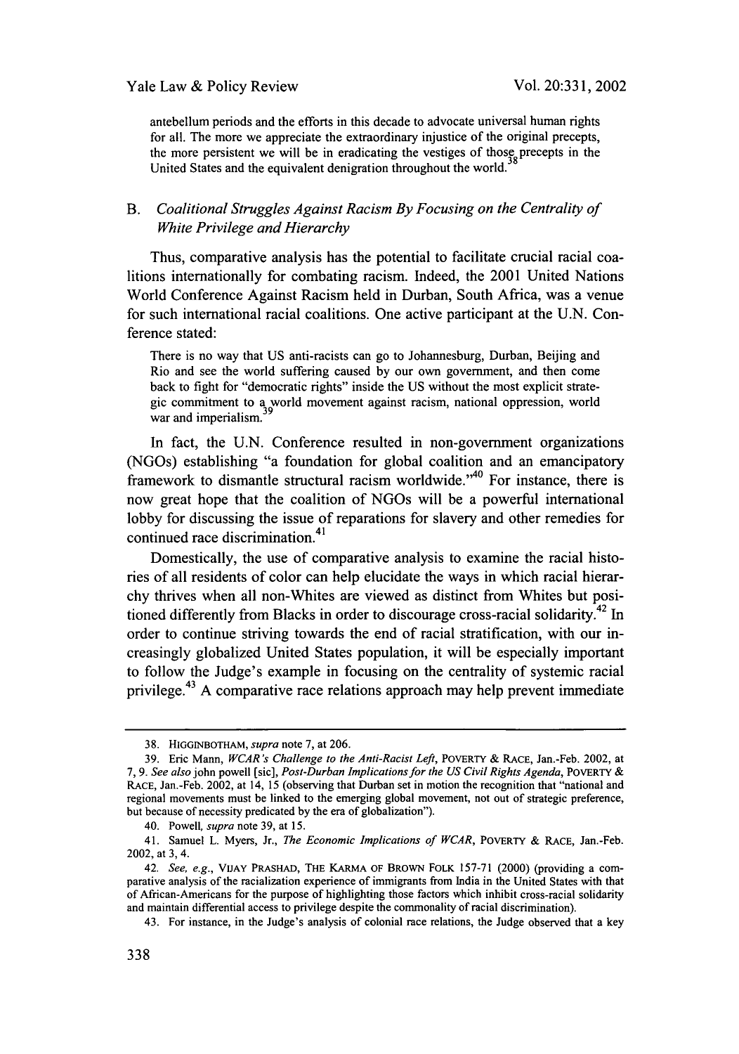antebellum periods and the efforts in this decade to advocate universal human rights for all. The more we appreciate the extraordinary injustice of the original precepts, the more persistent we will be in eradicating the vestiges of those precepts in the United States and the equivalent denigration throughout the world.[38]

## B. *Coalitional Struggles Against Racism By Focusing on the Centrality of White Privilege and Hierarchy*

Thus, comparative analysis has the potential to facilitate crucial racial coalitions internationally for combating racism. Indeed, the 2001 United Nations World Conference Against Racism held in Durban, South Africa, was a venue for such international racial coalitions. One active participant at the U.N. Conference stated:

> There is no way that US anti-racists can go to Johannesburg, Durban, Beijing and Rio and see the world suffering caused by our own government, and then come back to fight for "democratic rights" inside the US without the most explicit strategic commitment to a world movement against racism, national oppression, world war and imperialism.[39]

In fact, the U.N. Conference resulted in non-government organizations (NGOs) establishing "a foundation for global coalition and an emancipatory framework to dismantle structural racism worldwide."[40] For instance, there is now great hope that the coalition of NGOs will be a powerful international lobby for discussing the issue of reparations for slavery and other remedies for continued race discrimination.[41]

Domestically, the use of comparative analysis to examine the racial histories of all residents of color can help elucidate the ways in which racial hierarchy thrives when all non-Whites are viewed as distinct from Whites but positioned differently from Blacks in order to discourage cross-racial solidarity.[42] In order to continue striving towards the end of racial stratification, with our increasingly globalized United States population, it will be especially important to follow the Judge's example in focusing on the centrality of systemic racial privilege.[43] A comparative race relations approach may help prevent immediate

---

38. HIGGINBOTHAM, *supra* note 7, at 206.

39. Eric Mann, *WCAR's Challenge to the Anti-Racist Left*, POVERTY & RACE, Jan.-Feb. 2002, at 7, 9. *See also* john powell [sic], *Post-Durban Implications for the US Civil Rights Agenda*, POVERTY & RACE, Jan.-Feb. 2002, at 14, 15 (observing that Durban set in motion the recognition that "national and regional movements must be linked to the emerging global movement, not out of strategic preference, but because of necessity predicated by the era of globalization").

40. Powell, *supra* note 39, at 15.

41. Samuel L. Myers, Jr., *The Economic Implications of WCAR*, POVERTY & RACE, Jan.-Feb. 2002, at 3, 4.

42. *See, e.g.*, VIJAY PRASHAD, THE KARMA OF BROWN FOLK 157-71 (2000) (providing a comparative analysis of the racialization experience of immigrants from India in the United States with that of African-Americans for the purpose of highlighting those factors which inhibit cross-racial solidarity and maintain differential access to privilege despite the commonality of racial discrimination).

43. For instance, in the Judge's analysis of colonial race relations, the Judge observed that a key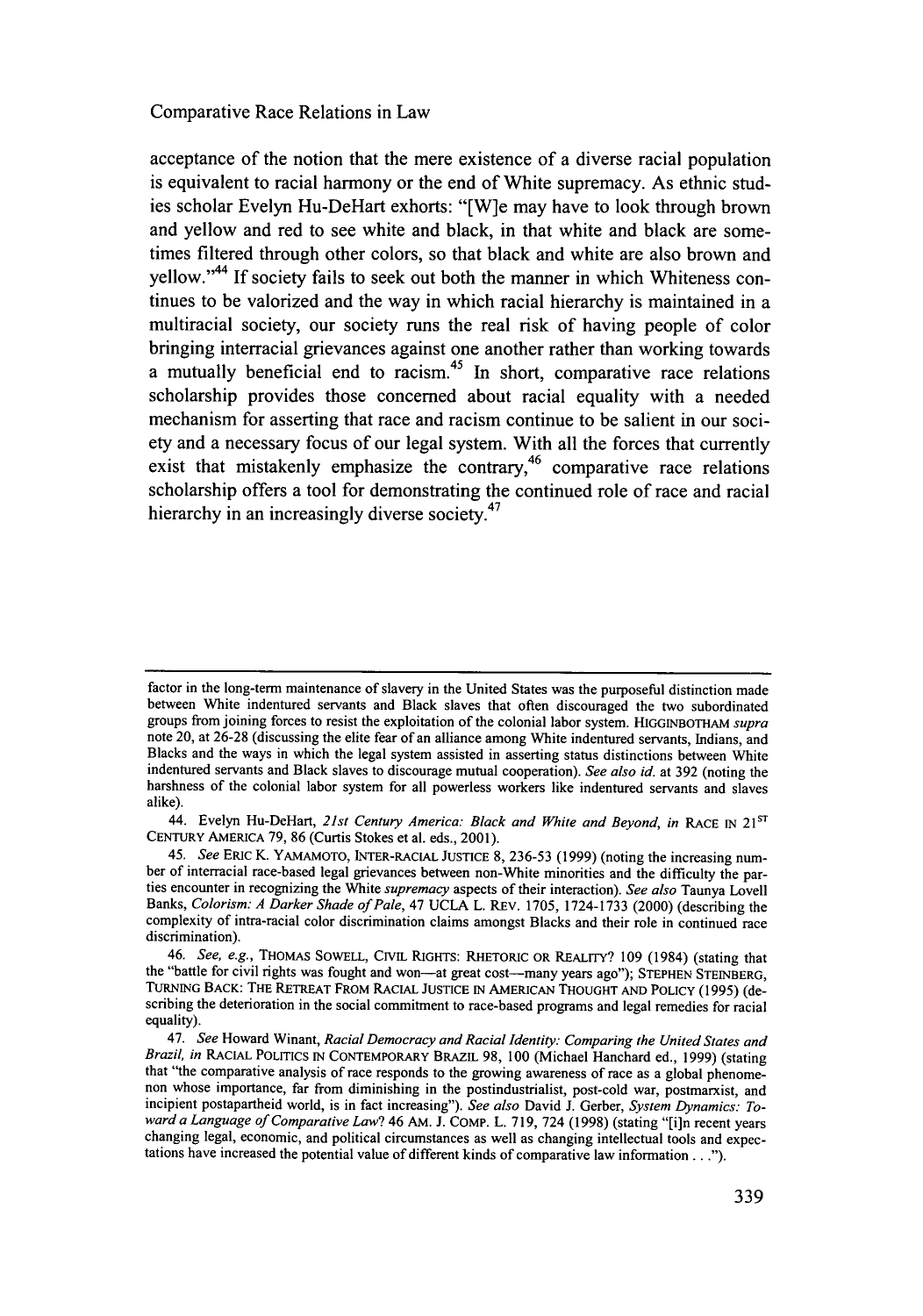acceptance of the notion that the mere existence of a diverse racial population is equivalent to racial harmony or the end of White supremacy. As ethnic studies scholar Evelyn Hu-DeHart exhorts: "[W]e may have to look through brown and yellow and red to see white and black, in that white and black are sometimes filtered through other colors, so that black and white are also brown and yellow."[44] If society fails to seek out both the manner in which Whiteness continues to be valorized and the way in which racial hierarchy is maintained in a multiracial society, our society runs the real risk of having people of color bringing interracial grievances against one another rather than working towards a mutually beneficial end to racism.[45] In short, comparative race relations scholarship provides those concerned about racial equality with a needed mechanism for asserting that race and racism continue to be salient in our society and a necessary focus of our legal system. With all the forces that currently exist that mistakenly emphasize the contrary,[46] comparative race relations scholarship offers a tool for demonstrating the continued role of race and racial hierarchy in an increasingly diverse society.[47]

---

factor in the long-term maintenance of slavery in the United States was the purposeful distinction made between White indentured servants and Black slaves that often discouraged the two subordinated groups from joining forces to resist the exploitation of the colonial labor system. HIGGINBOTHAM *supra* note 20, at 26-28 (discussing the elite fear of an alliance among White indentured servants, Indians, and Blacks and the ways in which the legal system assisted in asserting status distinctions between White indentured servants and Black slaves to discourage mutual cooperation). *See also id.* at 392 (noting the harshness of the colonial labor system for all powerless workers like indentured servants and slaves alike).

44. Evelyn Hu-DeHart, *21st Century America: Black and White and Beyond*, *in* RACE IN 21ST CENTURY AMERICA 79, 86 (Curtis Stokes et al. eds., 2001).

45. *See* ERIC K. YAMAMOTO, INTER-RACIAL JUSTICE 8, 236-53 (1999) (noting the increasing number of interracial race-based legal grievances between non-White minorities and the difficulty the parties encounter in recognizing the White *supremacy* aspects of their interaction). *See also* Taunya Lovell Banks, *Colorism: A Darker Shade of Pale*, 47 UCLA L. REV. 1705, 1724-1733 (2000) (describing the complexity of intra-racial color discrimination claims amongst Blacks and their role in continued race discrimination).

46. *See, e.g.*, THOMAS SOWELL, CIVIL RIGHTS: RHETORIC OR REALITY? 109 (1984) (stating that the "battle for civil rights was fought and won—at great cost—many years ago"); STEPHEN STEINBERG, TURNING BACK: THE RETREAT FROM RACIAL JUSTICE IN AMERICAN THOUGHT AND POLICY (1995) (describing the deterioration in the social commitment to race-based programs and legal remedies for racial equality).

47. *See* Howard Winant, *Racial Democracy and Racial Identity: Comparing the United States and Brazil*, *in* RACIAL POLITICS IN CONTEMPORARY BRAZIL 98, 100 (Michael Hanchard ed., 1999) (stating that "the comparative analysis of race responds to the growing awareness of race as a global phenomenon whose importance, far from diminishing in the postindustrialist, post-cold war, postmarxist, and incipient postapartheid world, is in fact increasing"). *See also* David J. Gerber, *System Dynamics: Toward a Language of Comparative Law*? 46 AM. J. COMP. L. 719, 724 (1998) (stating "[i]n recent years changing legal, economic, and political circumstances as well as changing intellectual tools and expectations have increased the potential value of different kinds of comparative law information . . .").